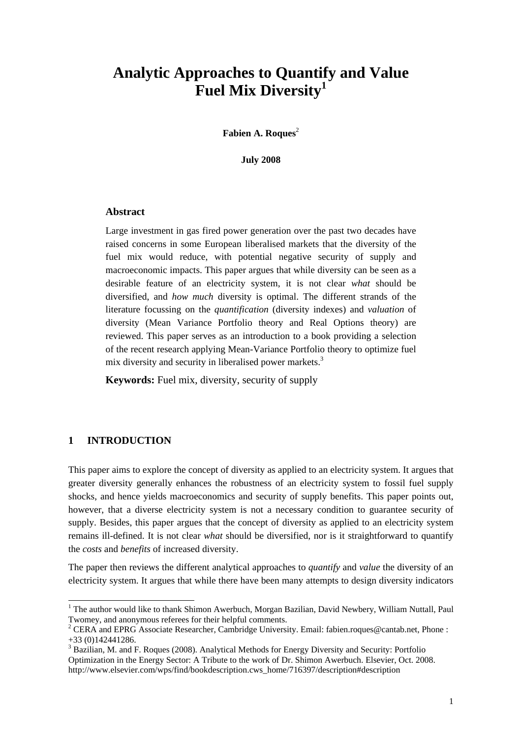# Analytic Approaches to Quantify and Value Fuel Mix Diversity[1]

**Fabien A. Roques**[2]

**July 2008**

### Abstract

Large investment in gas fired power generation over the past two decades have raised concerns in some European liberalised markets that the diversity of the fuel mix would reduce, with potential negative security of supply and macroeconomic impacts. This paper argues that while diversity can be seen as a desirable feature of an electricity system, it is not clear *what* should be diversified, and *how much* diversity is optimal. The different strands of the literature focussing on the *quantification* (diversity indexes) and *valuation* of diversity (Mean Variance Portfolio theory and Real Options theory) are reviewed. This paper serves as an introduction to a book providing a selection of the recent research applying Mean-Variance Portfolio theory to optimize fuel mix diversity and security in liberalised power markets.[3]

**Keywords:** Fuel mix, diversity, security of supply

## 1 INTRODUCTION

This paper aims to explore the concept of diversity as applied to an electricity system. It argues that greater diversity generally enhances the robustness of an electricity system to fossil fuel supply shocks, and hence yields macroeconomics and security of supply benefits. This paper points out, however, that a diverse electricity system is not a necessary condition to guarantee security of supply. Besides, this paper argues that the concept of diversity as applied to an electricity system remains ill-defined. It is not clear *what* should be diversified, nor is it straightforward to quantify the *costs* and *benefits* of increased diversity.

The paper then reviews the different analytical approaches to *quantify* and *value* the diversity of an electricity system. It argues that while there have been many attempts to design diversity indicators

---

[1] The author would like to thank Shimon Awerbuch, Morgan Bazilian, David Newbery, William Nuttall, Paul Twomey, and anonymous referees for their helpful comments.

[2] CERA and EPRG Associate Researcher, Cambridge University. Email: fabien.roques@cantab.net, Phone : +33 (0)142441286.

[3] Bazilian, M. and F. Roques (2008). Analytical Methods for Energy Diversity and Security: Portfolio Optimization in the Energy Sector: A Tribute to the work of Dr. Shimon Awerbuch. Elsevier, Oct. 2008. http://www.elsevier.com/wps/find/bookdescription.cws_home/716397/description#description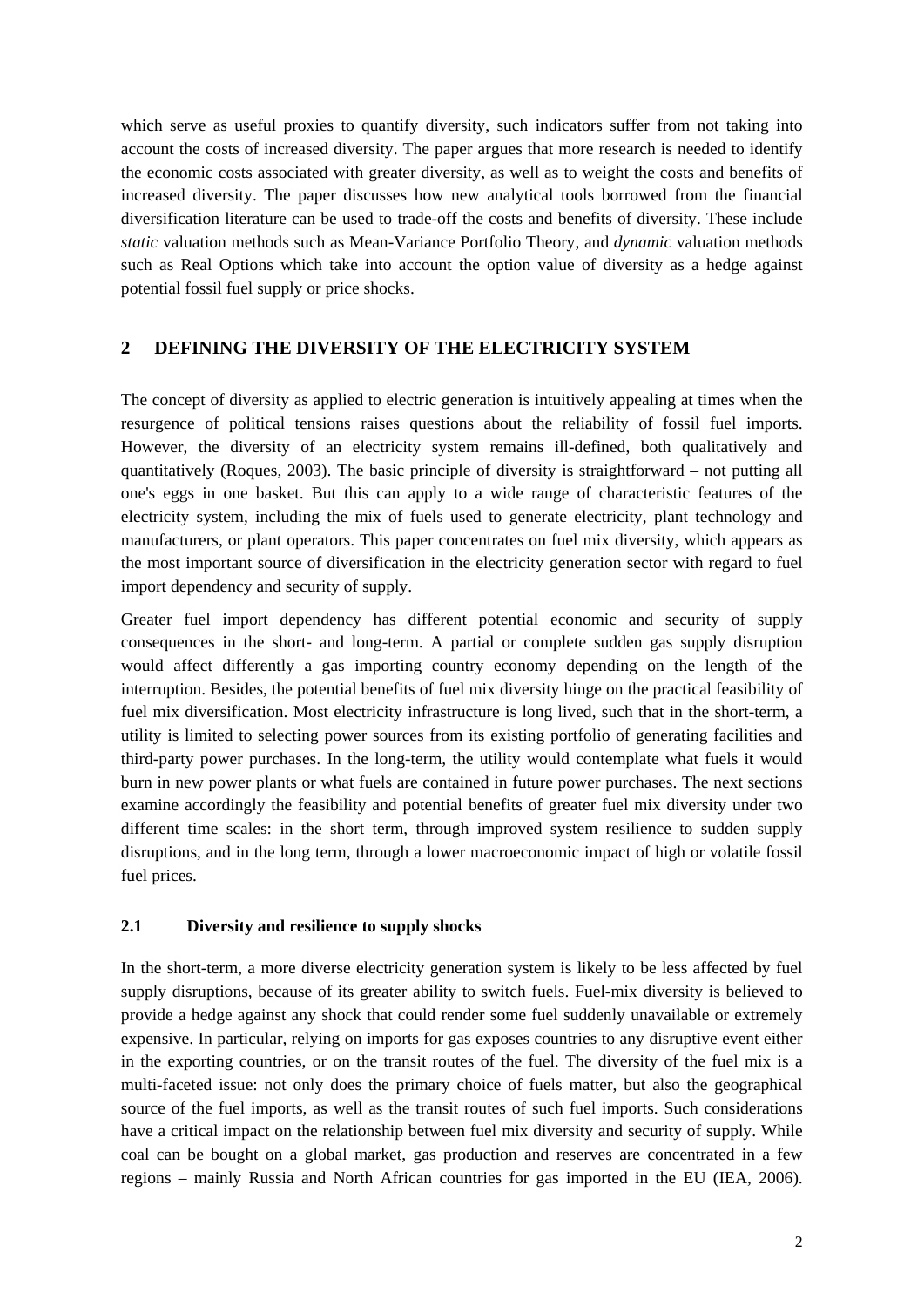which serve as useful proxies to quantify diversity, such indicators suffer from not taking into account the costs of increased diversity. The paper argues that more research is needed to identify the economic costs associated with greater diversity, as well as to weight the costs and benefits of increased diversity. The paper discusses how new analytical tools borrowed from the financial diversification literature can be used to trade-off the costs and benefits of diversity. These include *static* valuation methods such as Mean-Variance Portfolio Theory, and *dynamic* valuation methods such as Real Options which take into account the option value of diversity as a hedge against potential fossil fuel supply or price shocks.

## 2 DEFINING THE DIVERSITY OF THE ELECTRICITY SYSTEM

The concept of diversity as applied to electric generation is intuitively appealing at times when the resurgence of political tensions raises questions about the reliability of fossil fuel imports. However, the diversity of an electricity system remains ill-defined, both qualitatively and quantitatively (Roques, 2003). The basic principle of diversity is straightforward – not putting all one's eggs in one basket. But this can apply to a wide range of characteristic features of the electricity system, including the mix of fuels used to generate electricity, plant technology and manufacturers, or plant operators. This paper concentrates on fuel mix diversity, which appears as the most important source of diversification in the electricity generation sector with regard to fuel import dependency and security of supply.

Greater fuel import dependency has different potential economic and security of supply consequences in the short- and long-term. A partial or complete sudden gas supply disruption would affect differently a gas importing country economy depending on the length of the interruption. Besides, the potential benefits of fuel mix diversity hinge on the practical feasibility of fuel mix diversification. Most electricity infrastructure is long lived, such that in the short-term, a utility is limited to selecting power sources from its existing portfolio of generating facilities and third-party power purchases. In the long-term, the utility would contemplate what fuels it would burn in new power plants or what fuels are contained in future power purchases. The next sections examine accordingly the feasibility and potential benefits of greater fuel mix diversity under two different time scales: in the short term, through improved system resilience to sudden supply disruptions, and in the long term, through a lower macroeconomic impact of high or volatile fossil fuel prices.

### 2.1 Diversity and resilience to supply shocks

In the short-term, a more diverse electricity generation system is likely to be less affected by fuel supply disruptions, because of its greater ability to switch fuels. Fuel-mix diversity is believed to provide a hedge against any shock that could render some fuel suddenly unavailable or extremely expensive. In particular, relying on imports for gas exposes countries to any disruptive event either in the exporting countries, or on the transit routes of the fuel. The diversity of the fuel mix is a multi-faceted issue: not only does the primary choice of fuels matter, but also the geographical source of the fuel imports, as well as the transit routes of such fuel imports. Such considerations have a critical impact on the relationship between fuel mix diversity and security of supply. While coal can be bought on a global market, gas production and reserves are concentrated in a few regions – mainly Russia and North African countries for gas imported in the EU (IEA, 2006).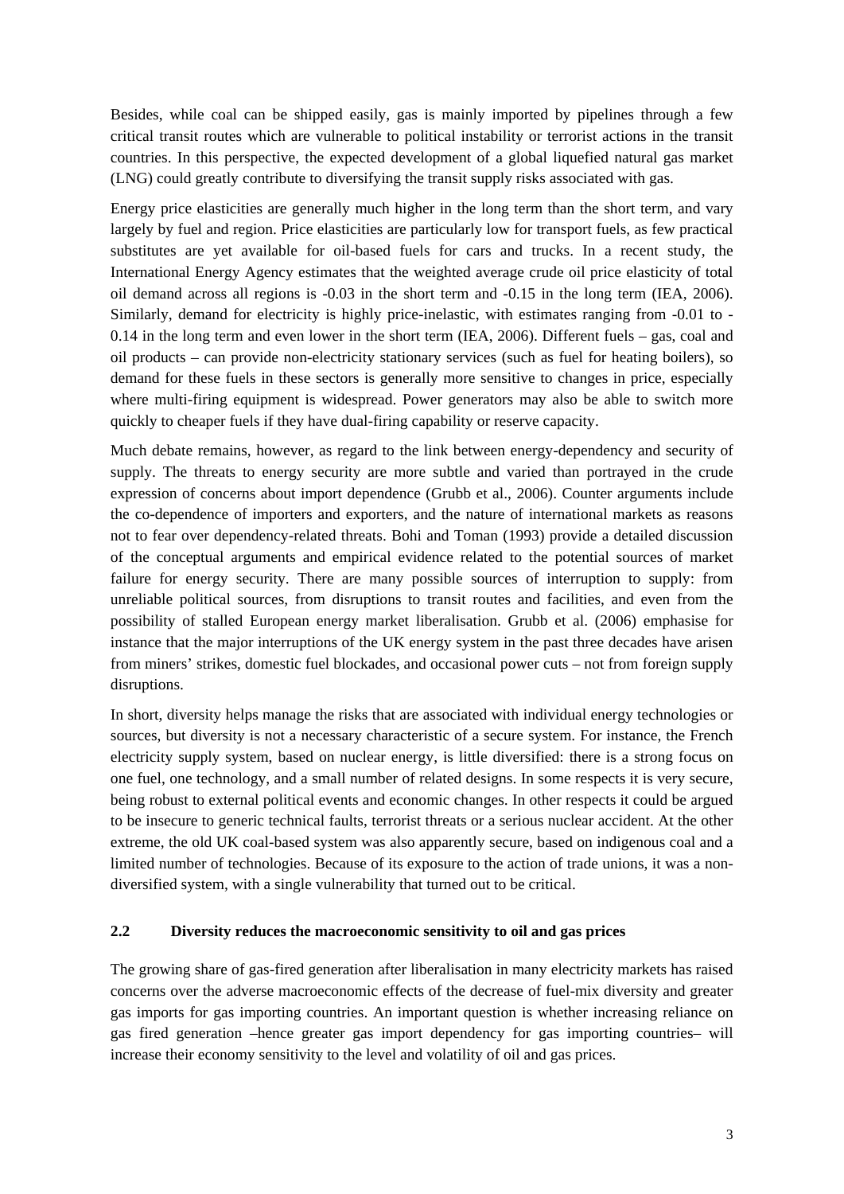Besides, while coal can be shipped easily, gas is mainly imported by pipelines through a few critical transit routes which are vulnerable to political instability or terrorist actions in the transit countries. In this perspective, the expected development of a global liquefied natural gas market (LNG) could greatly contribute to diversifying the transit supply risks associated with gas.

Energy price elasticities are generally much higher in the long term than the short term, and vary largely by fuel and region. Price elasticities are particularly low for transport fuels, as few practical substitutes are yet available for oil-based fuels for cars and trucks. In a recent study, the International Energy Agency estimates that the weighted average crude oil price elasticity of total oil demand across all regions is -0.03 in the short term and -0.15 in the long term (IEA, 2006). Similarly, demand for electricity is highly price-inelastic, with estimates ranging from -0.01 to -0.14 in the long term and even lower in the short term (IEA, 2006). Different fuels – gas, coal and oil products – can provide non-electricity stationary services (such as fuel for heating boilers), so demand for these fuels in these sectors is generally more sensitive to changes in price, especially where multi-firing equipment is widespread. Power generators may also be able to switch more quickly to cheaper fuels if they have dual-firing capability or reserve capacity.

Much debate remains, however, as regard to the link between energy-dependency and security of supply. The threats to energy security are more subtle and varied than portrayed in the crude expression of concerns about import dependence (Grubb et al., 2006). Counter arguments include the co-dependence of importers and exporters, and the nature of international markets as reasons not to fear over dependency-related threats. Bohi and Toman (1993) provide a detailed discussion of the conceptual arguments and empirical evidence related to the potential sources of market failure for energy security. There are many possible sources of interruption to supply: from unreliable political sources, from disruptions to transit routes and facilities, and even from the possibility of stalled European energy market liberalisation. Grubb et al. (2006) emphasise for instance that the major interruptions of the UK energy system in the past three decades have arisen from miners' strikes, domestic fuel blockades, and occasional power cuts – not from foreign supply disruptions.

In short, diversity helps manage the risks that are associated with individual energy technologies or sources, but diversity is not a necessary characteristic of a secure system. For instance, the French electricity supply system, based on nuclear energy, is little diversified: there is a strong focus on one fuel, one technology, and a small number of related designs. In some respects it is very secure, being robust to external political events and economic changes. In other respects it could be argued to be insecure to generic technical faults, terrorist threats or a serious nuclear accident. At the other extreme, the old UK coal-based system was also apparently secure, based on indigenous coal and a limited number of technologies. Because of its exposure to the action of trade unions, it was a non-diversified system, with a single vulnerability that turned out to be critical.

### 2.2 Diversity reduces the macroeconomic sensitivity to oil and gas prices

The growing share of gas-fired generation after liberalisation in many electricity markets has raised concerns over the adverse macroeconomic effects of the decrease of fuel-mix diversity and greater gas imports for gas importing countries. An important question is whether increasing reliance on gas fired generation –hence greater gas import dependency for gas importing countries– will increase their economy sensitivity to the level and volatility of oil and gas prices.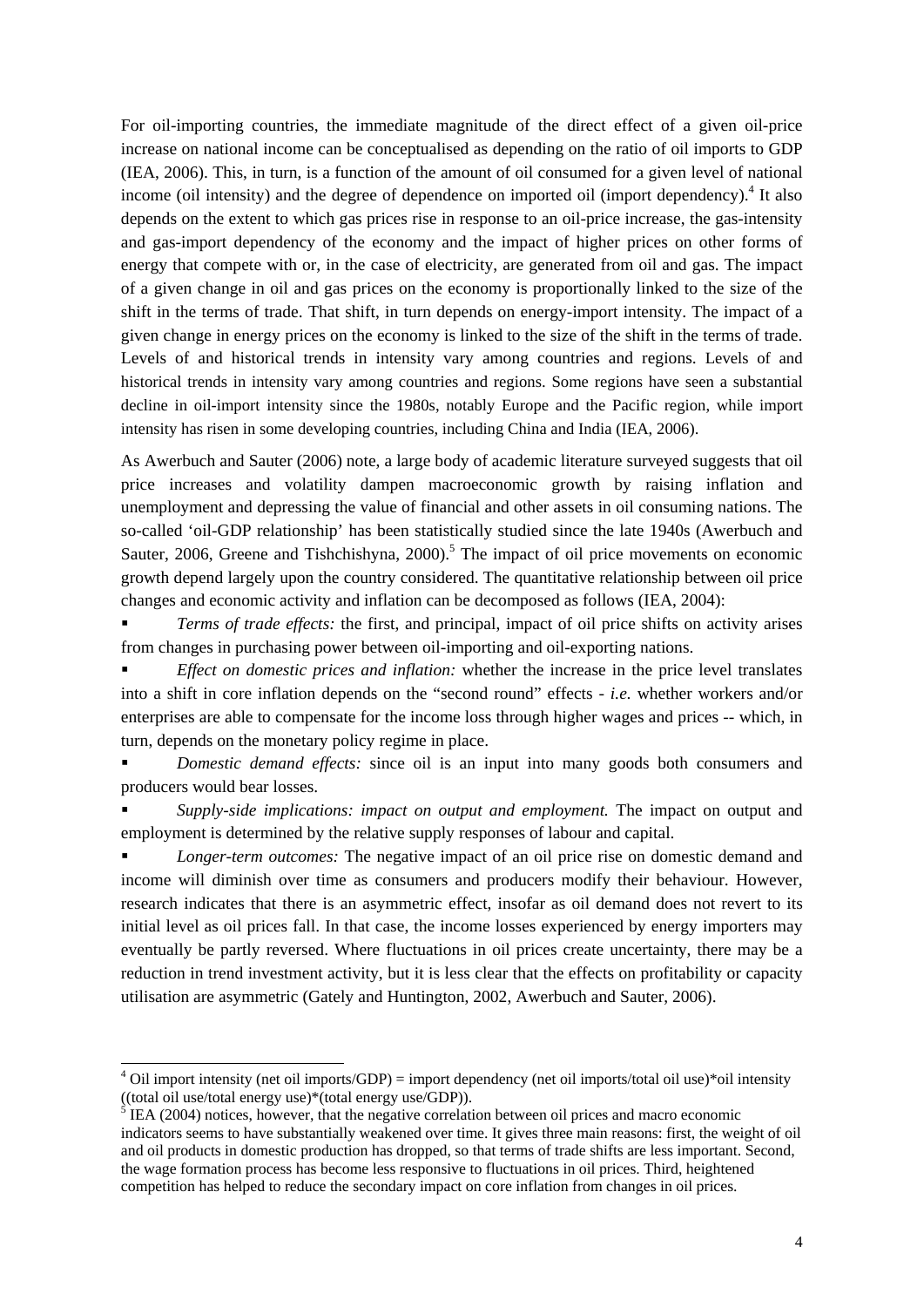For oil-importing countries, the immediate magnitude of the direct effect of a given oil-price increase on national income can be conceptualised as depending on the ratio of oil imports to GDP (IEA, 2006). This, in turn, is a function of the amount of oil consumed for a given level of national income (oil intensity) and the degree of dependence on imported oil (import dependency).[4] It also depends on the extent to which gas prices rise in response to an oil-price increase, the gas-intensity and gas-import dependency of the economy and the impact of higher prices on other forms of energy that compete with or, in the case of electricity, are generated from oil and gas. The impact of a given change in oil and gas prices on the economy is proportionally linked to the size of the shift in the terms of trade. That shift, in turn depends on energy-import intensity. The impact of a given change in energy prices on the economy is linked to the size of the shift in the terms of trade. Levels of and historical trends in intensity vary among countries and regions. Levels of and historical trends in intensity vary among countries and regions. Some regions have seen a substantial decline in oil-import intensity since the 1980s, notably Europe and the Pacific region, while import intensity has risen in some developing countries, including China and India (IEA, 2006).

As Awerbuch and Sauter (2006) note, a large body of academic literature surveyed suggests that oil price increases and volatility dampen macroeconomic growth by raising inflation and unemployment and depressing the value of financial and other assets in oil consuming nations. The so-called 'oil-GDP relationship' has been statistically studied since the late 1940s (Awerbuch and Sauter, 2006, Greene and Tishchishyna, 2000).[5] The impact of oil price movements on economic growth depend largely upon the country considered. The quantitative relationship between oil price changes and economic activity and inflation can be decomposed as follows (IEA, 2004):

- *Terms of trade effects:* the first, and principal, impact of oil price shifts on activity arises from changes in purchasing power between oil-importing and oil-exporting nations.
- *Effect on domestic prices and inflation:* whether the increase in the price level translates into a shift in core inflation depends on the "second round" effects - *i.e.* whether workers and/or enterprises are able to compensate for the income loss through higher wages and prices -- which, in turn, depends on the monetary policy regime in place.
- *Domestic demand effects:* since oil is an input into many goods both consumers and producers would bear losses.
- *Supply-side implications: impact on output and employment.* The impact on output and employment is determined by the relative supply responses of labour and capital.
- *Longer-term outcomes:* The negative impact of an oil price rise on domestic demand and income will diminish over time as consumers and producers modify their behaviour. However, research indicates that there is an asymmetric effect, insofar as oil demand does not revert to its initial level as oil prices fall. In that case, the income losses experienced by energy importers may eventually be partly reversed. Where fluctuations in oil prices create uncertainty, there may be a reduction in trend investment activity, but it is less clear that the effects on profitability or capacity utilisation are asymmetric (Gately and Huntington, 2002, Awerbuch and Sauter, 2006).

---

[4] Oil import intensity (net oil imports/GDP) = import dependency (net oil imports/total oil use)*oil intensity ((total oil use/total energy use)*(total energy use/GDP)).

[5] IEA (2004) notices, however, that the negative correlation between oil prices and macro economic indicators seems to have substantially weakened over time. It gives three main reasons: first, the weight of oil and oil products in domestic production has dropped, so that terms of trade shifts are less important. Second, the wage formation process has become less responsive to fluctuations in oil prices. Third, heightened competition has helped to reduce the secondary impact on core inflation from changes in oil prices.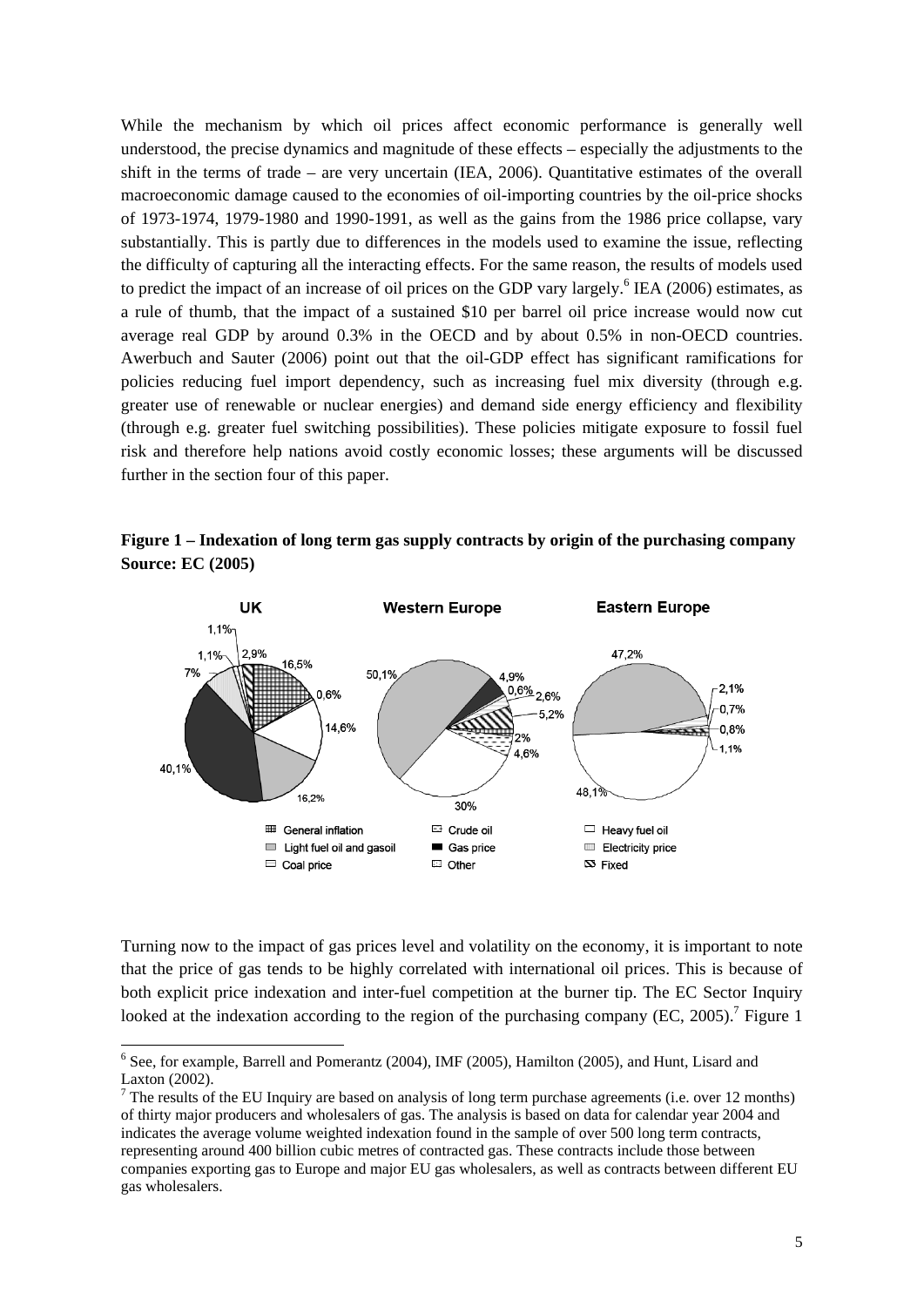While the mechanism by which oil prices affect economic performance is generally well understood, the precise dynamics and magnitude of these effects – especially the adjustments to the shift in the terms of trade – are very uncertain (IEA, 2006). Quantitative estimates of the overall macroeconomic damage caused to the economies of oil-importing countries by the oil-price shocks of 1973-1974, 1979-1980 and 1990-1991, as well as the gains from the 1986 price collapse, vary substantially. This is partly due to differences in the models used to examine the issue, reflecting the difficulty of capturing all the interacting effects. For the same reason, the results of models used to predict the impact of an increase of oil prices on the GDP vary largely.[6] IEA (2006) estimates, as a rule of thumb, that the impact of a sustained \$10 per barrel oil price increase would now cut average real GDP by around 0.3% in the OECD and by about 0.5% in non-OECD countries. Awerbuch and Sauter (2006) point out that the oil-GDP effect has significant ramifications for policies reducing fuel import dependency, such as increasing fuel mix diversity (through e.g. greater use of renewable or nuclear energies) and demand side energy efficiency and flexibility (through e.g. greater fuel switching possibilities). These policies mitigate exposure to fossil fuel risk and therefore help nations avoid costly economic losses; these arguments will be discussed further in the section four of this paper.

**Figure 1 – Indexation of long term gas supply contracts by origin of the purchasing company Source: EC (2005)**

Turning now to the impact of gas prices level and volatility on the economy, it is important to note that the price of gas tends to be highly correlated with international oil prices. This is because of both explicit price indexation and inter-fuel competition at the burner tip. The EC Sector Inquiry looked at the indexation according to the region of the purchasing company (EC, 2005).[7] Figure 1

---

[6] See, for example, Barrell and Pomerantz (2004), IMF (2005), Hamilton (2005), and Hunt, Lisard and Laxton (2002).

[7] The results of the EU Inquiry are based on analysis of long term purchase agreements (i.e. over 12 months) of thirty major producers and wholesalers of gas. The analysis is based on data for calendar year 2004 and indicates the average volume weighted indexation found in the sample of over 500 long term contracts, representing around 400 billion cubic metres of contracted gas. These contracts include those between companies exporting gas to Europe and major EU gas wholesalers, as well as contracts between different EU gas wholesalers.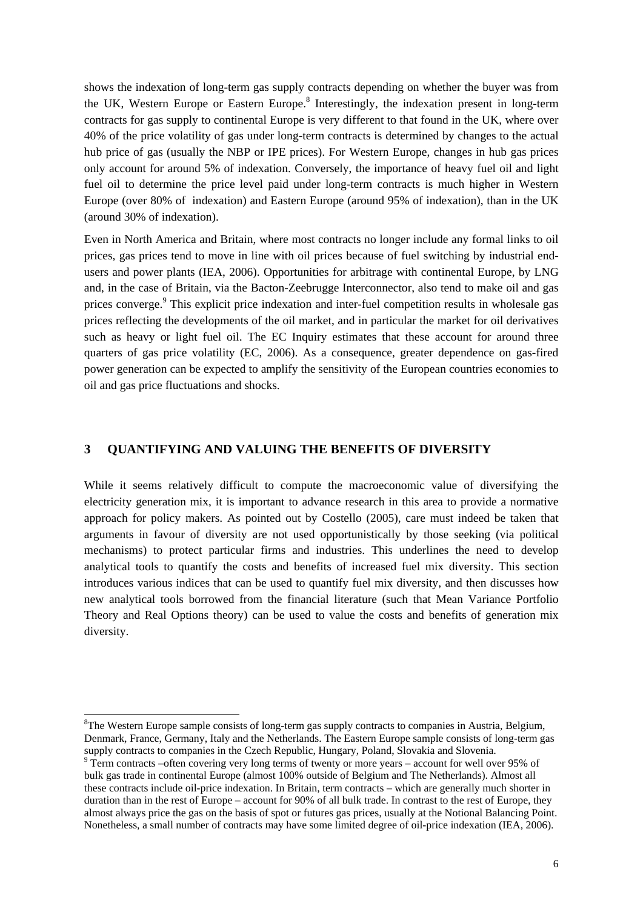shows the indexation of long-term gas supply contracts depending on whether the buyer was from the UK, Western Europe or Eastern Europe.[8] Interestingly, the indexation present in long-term contracts for gas supply to continental Europe is very different to that found in the UK, where over 40% of the price volatility of gas under long-term contracts is determined by changes to the actual hub price of gas (usually the NBP or IPE prices). For Western Europe, changes in hub gas prices only account for around 5% of indexation. Conversely, the importance of heavy fuel oil and light fuel oil to determine the price level paid under long-term contracts is much higher in Western Europe (over 80% of indexation) and Eastern Europe (around 95% of indexation), than in the UK (around 30% of indexation).

Even in North America and Britain, where most contracts no longer include any formal links to oil prices, gas prices tend to move in line with oil prices because of fuel switching by industrial end-users and power plants (IEA, 2006). Opportunities for arbitrage with continental Europe, by LNG and, in the case of Britain, via the Bacton-Zeebrugge Interconnector, also tend to make oil and gas prices converge.[9] This explicit price indexation and inter-fuel competition results in wholesale gas prices reflecting the developments of the oil market, and in particular the market for oil derivatives such as heavy or light fuel oil. The EC Inquiry estimates that these account for around three quarters of gas price volatility (EC, 2006). As a consequence, greater dependence on gas-fired power generation can be expected to amplify the sensitivity of the European countries economies to oil and gas price fluctuations and shocks.

## 3 QUANTIFYING AND VALUING THE BENEFITS OF DIVERSITY

While it seems relatively difficult to compute the macroeconomic value of diversifying the electricity generation mix, it is important to advance research in this area to provide a normative approach for policy makers. As pointed out by Costello (2005), care must indeed be taken that arguments in favour of diversity are not used opportunistically by those seeking (via political mechanisms) to protect particular firms and industries. This underlines the need to develop analytical tools to quantify the costs and benefits of increased fuel mix diversity. This section introduces various indices that can be used to quantify fuel mix diversity, and then discusses how new analytical tools borrowed from the financial literature (such that Mean Variance Portfolio Theory and Real Options theory) can be used to value the costs and benefits of generation mix diversity.

---

[8] The Western Europe sample consists of long-term gas supply contracts to companies in Austria, Belgium, Denmark, France, Germany, Italy and the Netherlands. The Eastern Europe sample consists of long-term gas supply contracts to companies in the Czech Republic, Hungary, Poland, Slovakia and Slovenia.

[9] Term contracts –often covering very long terms of twenty or more years – account for well over 95% of bulk gas trade in continental Europe (almost 100% outside of Belgium and The Netherlands). Almost all these contracts include oil-price indexation. In Britain, term contracts – which are generally much shorter in duration than in the rest of Europe – account for 90% of all bulk trade. In contrast to the rest of Europe, they almost always price the gas on the basis of spot or futures gas prices, usually at the Notional Balancing Point. Nonetheless, a small number of contracts may have some limited degree of oil-price indexation (IEA, 2006).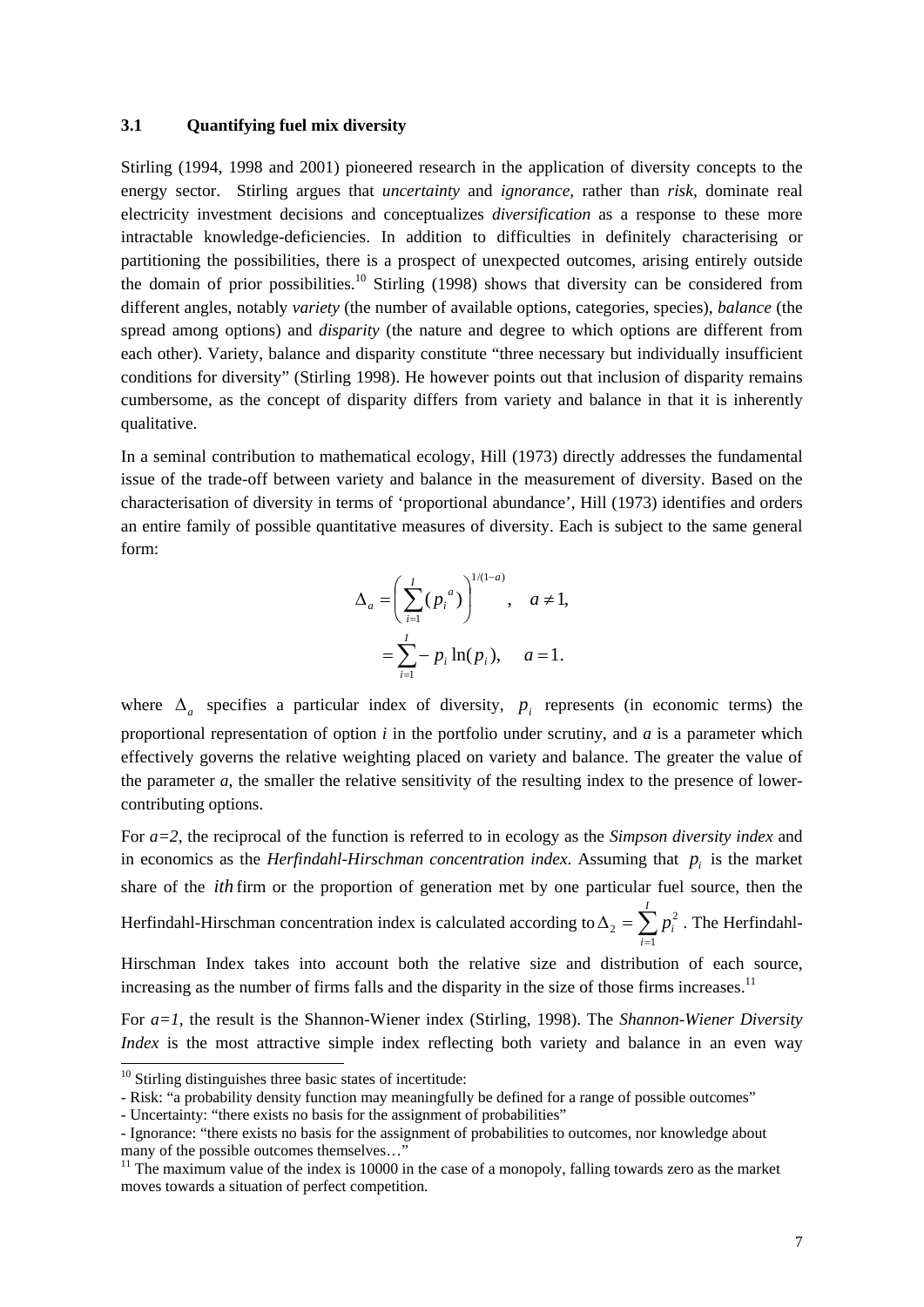### 3.1 Quantifying fuel mix diversity

Stirling (1994, 1998 and 2001) pioneered research in the application of diversity concepts to the energy sector. Stirling argues that *uncertainty* and *ignorance*, rather than *risk*, dominate real electricity investment decisions and conceptualizes *diversification* as a response to these more intractable knowledge-deficiencies. In addition to difficulties in definitely characterising or partitioning the possibilities, there is a prospect of unexpected outcomes, arising entirely outside the domain of prior possibilities.[10] Stirling (1998) shows that diversity can be considered from different angles, notably *variety* (the number of available options, categories, species), *balance* (the spread among options) and *disparity* (the nature and degree to which options are different from each other). Variety, balance and disparity constitute "three necessary but individually insufficient conditions for diversity" (Stirling 1998). He however points out that inclusion of disparity remains cumbersome, as the concept of disparity differs from variety and balance in that it is inherently qualitative.

In a seminal contribution to mathematical ecology, Hill (1973) directly addresses the fundamental issue of the trade-off between variety and balance in the measurement of diversity. Based on the characterisation of diversity in terms of 'proportional abundance', Hill (1973) identifies and orders an entire family of possible quantitative measures of diversity. Each is subject to the same general form:

$$\Delta_a = \left( \sum_{i=1}^{I} (p_i{}^a) \right)^{1/(1-a)}, \quad a \neq 1,$$
$$= \sum_{i=1}^{I} - p_i \ln(p_i), \quad a = 1.$$

where $\Delta_a$ specifies a particular index of diversity, $p_i$ represents (in economic terms) the proportional representation of option *i* in the portfolio under scrutiny, and *a* is a parameter which effectively governs the relative weighting placed on variety and balance. The greater the value of the parameter *a*, the smaller the relative sensitivity of the resulting index to the presence of lower-contributing options.

For *a=2*, the reciprocal of the function is referred to in ecology as the *Simpson diversity index* and in economics as the *Herfindahl-Hirschman concentration index*. Assuming that $p_i$ is the market share of the *ith* firm or the proportion of generation met by one particular fuel source, then the Herfindahl-Hirschman concentration index is calculated according to $\Delta_2 = \sum_{i=1}^{I} p_i^2$. The Herfindahl-Hirschman Index takes into account both the relative size and distribution of each source, increasing as the number of firms falls and the disparity in the size of those firms increases.[11]

For *a=1*, the result is the Shannon-Wiener index (Stirling, 1998). The *Shannon-Wiener Diversity Index* is the most attractive simple index reflecting both variety and balance in an even way

---

[10] Stirling distinguishes three basic states of incertitude:
- Risk: "a probability density function may meaningfully be defined for a range of possible outcomes"
- Uncertainty: "there exists no basis for the assignment of probabilities"
- Ignorance: "there exists no basis for the assignment of probabilities to outcomes, nor knowledge about many of the possible outcomes themselves…"

[11] The maximum value of the index is 10000 in the case of a monopoly, falling towards zero as the market moves towards a situation of perfect competition.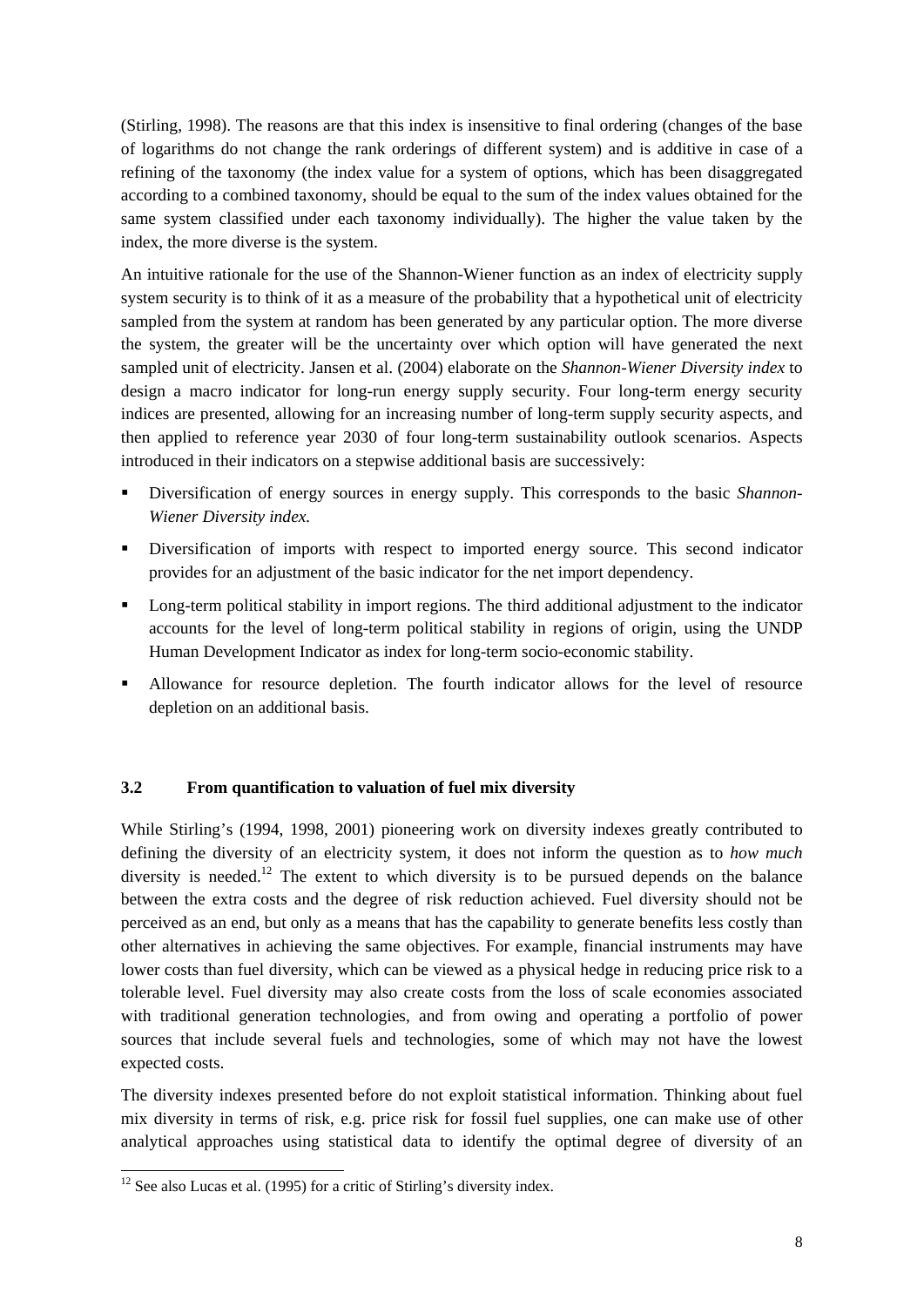(Stirling, 1998). The reasons are that this index is insensitive to final ordering (changes of the base of logarithms do not change the rank orderings of different system) and is additive in case of a refining of the taxonomy (the index value for a system of options, which has been disaggregated according to a combined taxonomy, should be equal to the sum of the index values obtained for the same system classified under each taxonomy individually). The higher the value taken by the index, the more diverse is the system.

An intuitive rationale for the use of the Shannon-Wiener function as an index of electricity supply system security is to think of it as a measure of the probability that a hypothetical unit of electricity sampled from the system at random has been generated by any particular option. The more diverse the system, the greater will be the uncertainty over which option will have generated the next sampled unit of electricity. Jansen et al. (2004) elaborate on the *Shannon-Wiener Diversity index* to design a macro indicator for long-run energy supply security. Four long-term energy security indices are presented, allowing for an increasing number of long-term supply security aspects, and then applied to reference year 2030 of four long-term sustainability outlook scenarios. Aspects introduced in their indicators on a stepwise additional basis are successively:

- Diversification of energy sources in energy supply. This corresponds to the basic *Shannon-Wiener Diversity index.*
- Diversification of imports with respect to imported energy source. This second indicator provides for an adjustment of the basic indicator for the net import dependency.
- Long-term political stability in import regions. The third additional adjustment to the indicator accounts for the level of long-term political stability in regions of origin, using the UNDP Human Development Indicator as index for long-term socio-economic stability.
- Allowance for resource depletion. The fourth indicator allows for the level of resource depletion on an additional basis.

### 3.2 From quantification to valuation of fuel mix diversity

While Stirling's (1994, 1998, 2001) pioneering work on diversity indexes greatly contributed to defining the diversity of an electricity system, it does not inform the question as to *how much* diversity is needed.[12] The extent to which diversity is to be pursued depends on the balance between the extra costs and the degree of risk reduction achieved. Fuel diversity should not be perceived as an end, but only as a means that has the capability to generate benefits less costly than other alternatives in achieving the same objectives. For example, financial instruments may have lower costs than fuel diversity, which can be viewed as a physical hedge in reducing price risk to a tolerable level. Fuel diversity may also create costs from the loss of scale economies associated with traditional generation technologies, and from owing and operating a portfolio of power sources that include several fuels and technologies, some of which may not have the lowest expected costs.

The diversity indexes presented before do not exploit statistical information. Thinking about fuel mix diversity in terms of risk, e.g. price risk for fossil fuel supplies, one can make use of other analytical approaches using statistical data to identify the optimal degree of diversity of an

[12] See also Lucas et al. (1995) for a critic of Stirling's diversity index.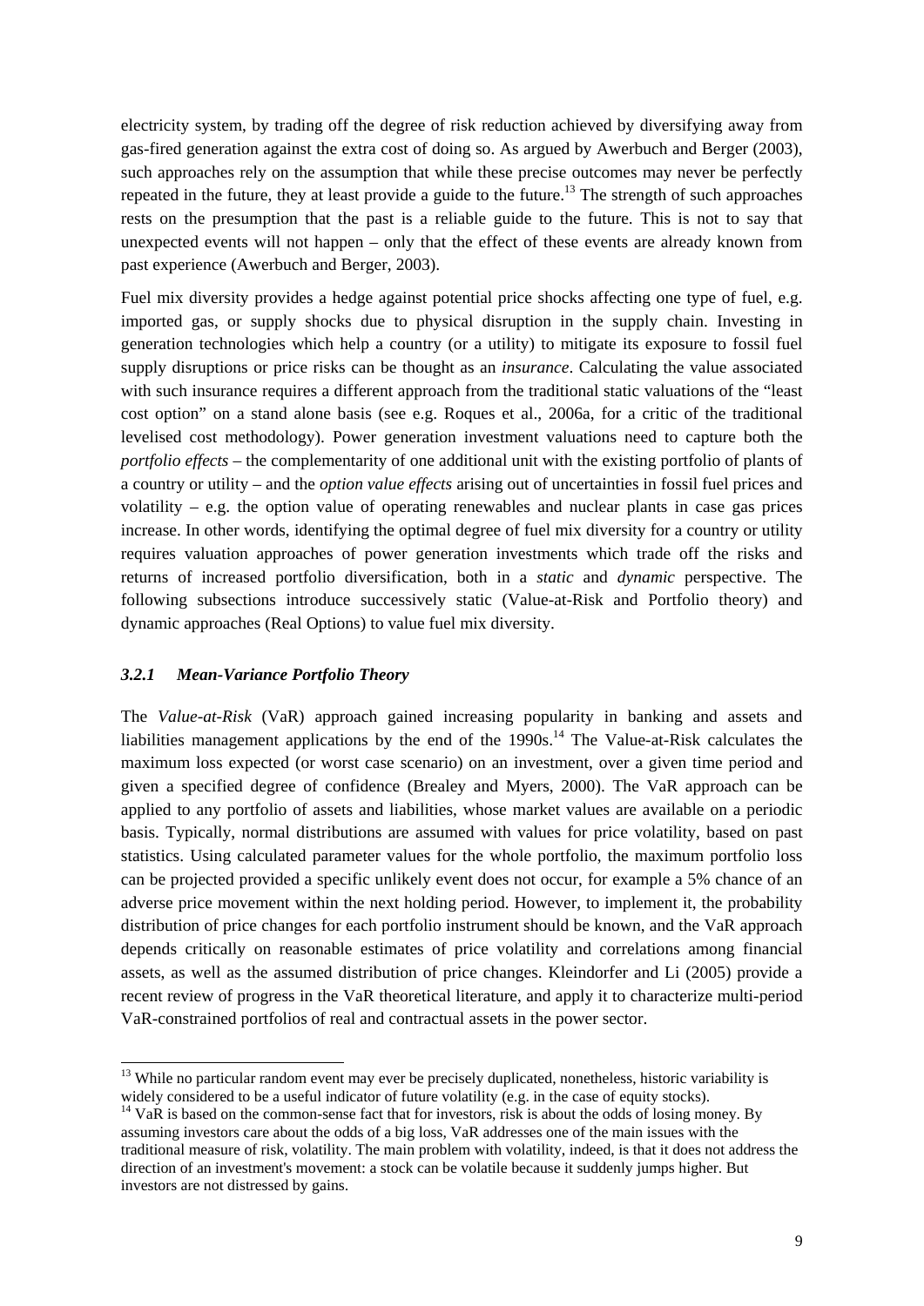electricity system, by trading off the degree of risk reduction achieved by diversifying away from gas-fired generation against the extra cost of doing so. As argued by Awerbuch and Berger (2003), such approaches rely on the assumption that while these precise outcomes may never be perfectly repeated in the future, they at least provide a guide to the future.[13] The strength of such approaches rests on the presumption that the past is a reliable guide to the future. This is not to say that unexpected events will not happen – only that the effect of these events are already known from past experience (Awerbuch and Berger, 2003).

Fuel mix diversity provides a hedge against potential price shocks affecting one type of fuel, e.g. imported gas, or supply shocks due to physical disruption in the supply chain. Investing in generation technologies which help a country (or a utility) to mitigate its exposure to fossil fuel supply disruptions or price risks can be thought as an *insurance*. Calculating the value associated with such insurance requires a different approach from the traditional static valuations of the "least cost option" on a stand alone basis (see e.g. Roques et al., 2006a, for a critic of the traditional levelised cost methodology). Power generation investment valuations need to capture both the *portfolio effects* – the complementarity of one additional unit with the existing portfolio of plants of a country or utility – and the *option value effects* arising out of uncertainties in fossil fuel prices and volatility – e.g. the option value of operating renewables and nuclear plants in case gas prices increase. In other words, identifying the optimal degree of fuel mix diversity for a country or utility requires valuation approaches of power generation investments which trade off the risks and returns of increased portfolio diversification, both in a *static* and *dynamic* perspective. The following subsections introduce successively static (Value-at-Risk and Portfolio theory) and dynamic approaches (Real Options) to value fuel mix diversity.

### *3.2.1 Mean-Variance Portfolio Theory*

The *Value-at-Risk* (VaR) approach gained increasing popularity in banking and assets and liabilities management applications by the end of the 1990s.[14] The Value-at-Risk calculates the maximum loss expected (or worst case scenario) on an investment, over a given time period and given a specified degree of confidence (Brealey and Myers, 2000). The VaR approach can be applied to any portfolio of assets and liabilities, whose market values are available on a periodic basis. Typically, normal distributions are assumed with values for price volatility, based on past statistics. Using calculated parameter values for the whole portfolio, the maximum portfolio loss can be projected provided a specific unlikely event does not occur, for example a 5% chance of an adverse price movement within the next holding period. However, to implement it, the probability distribution of price changes for each portfolio instrument should be known, and the VaR approach depends critically on reasonable estimates of price volatility and correlations among financial assets, as well as the assumed distribution of price changes. Kleindorfer and Li (2005) provide a recent review of progress in the VaR theoretical literature, and apply it to characterize multi-period VaR-constrained portfolios of real and contractual assets in the power sector.

---

[13] While no particular random event may ever be precisely duplicated, nonetheless, historic variability is widely considered to be a useful indicator of future volatility (e.g. in the case of equity stocks).

[14] VaR is based on the common-sense fact that for investors, risk is about the odds of losing money. By assuming investors care about the odds of a big loss, VaR addresses one of the main issues with the traditional measure of risk, volatility. The main problem with volatility, indeed, is that it does not address the direction of an investment's movement: a stock can be volatile because it suddenly jumps higher. But investors are not distressed by gains.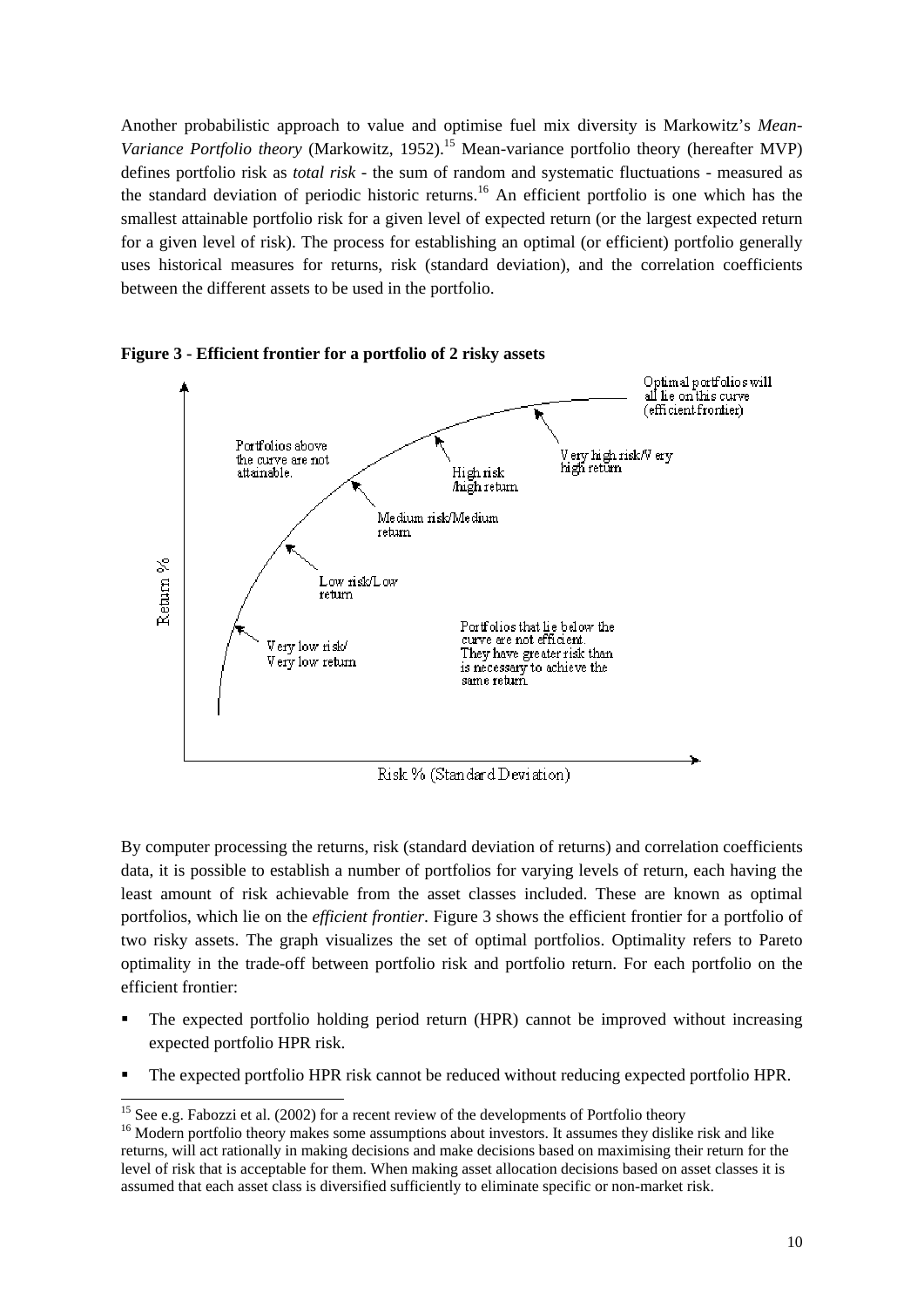Another probabilistic approach to value and optimise fuel mix diversity is Markowitz's *Mean-Variance Portfolio theory* (Markowitz, 1952).[15] Mean-variance portfolio theory (hereafter MVP) defines portfolio risk as *total risk* - the sum of random and systematic fluctuations - measured as the standard deviation of periodic historic returns.[16] An efficient portfolio is one which has the smallest attainable portfolio risk for a given level of expected return (or the largest expected return for a given level of risk). The process for establishing an optimal (or efficient) portfolio generally uses historical measures for returns, risk (standard deviation), and the correlation coefficients between the different assets to be used in the portfolio.

**Figure 3 - Efficient frontier for a portfolio of 2 risky assets**

By computer processing the returns, risk (standard deviation of returns) and correlation coefficients data, it is possible to establish a number of portfolios for varying levels of return, each having the least amount of risk achievable from the asset classes included. These are known as optimal portfolios, which lie on the *efficient frontier*. Figure 3 shows the efficient frontier for a portfolio of two risky assets. The graph visualizes the set of optimal portfolios. Optimality refers to Pareto optimality in the trade-off between portfolio risk and portfolio return. For each portfolio on the efficient frontier:

- The expected portfolio holding period return (HPR) cannot be improved without increasing expected portfolio HPR risk.
- The expected portfolio HPR risk cannot be reduced without reducing expected portfolio HPR.

---

[15] See e.g. Fabozzi et al. (2002) for a recent review of the developments of Portfolio theory

[16] Modern portfolio theory makes some assumptions about investors. It assumes they dislike risk and like returns, will act rationally in making decisions and make decisions based on maximising their return for the level of risk that is acceptable for them. When making asset allocation decisions based on asset classes it is assumed that each asset class is diversified sufficiently to eliminate specific or non-market risk.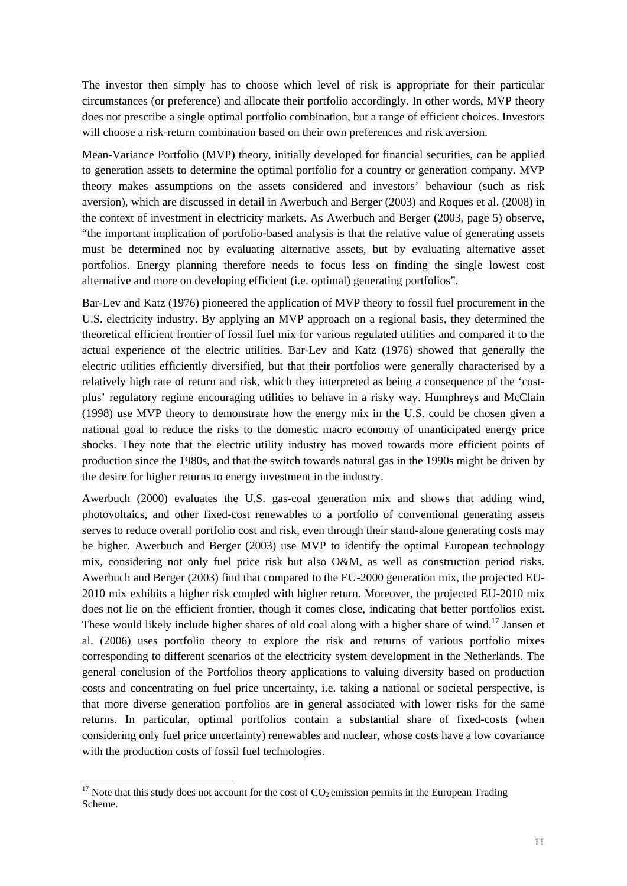The investor then simply has to choose which level of risk is appropriate for their particular circumstances (or preference) and allocate their portfolio accordingly. In other words, MVP theory does not prescribe a single optimal portfolio combination, but a range of efficient choices. Investors will choose a risk-return combination based on their own preferences and risk aversion.

Mean-Variance Portfolio (MVP) theory, initially developed for financial securities, can be applied to generation assets to determine the optimal portfolio for a country or generation company. MVP theory makes assumptions on the assets considered and investors' behaviour (such as risk aversion), which are discussed in detail in Awerbuch and Berger (2003) and Roques et al. (2008) in the context of investment in electricity markets. As Awerbuch and Berger (2003, page 5) observe, "the important implication of portfolio-based analysis is that the relative value of generating assets must be determined not by evaluating alternative assets, but by evaluating alternative asset portfolios. Energy planning therefore needs to focus less on finding the single lowest cost alternative and more on developing efficient (i.e. optimal) generating portfolios".

Bar-Lev and Katz (1976) pioneered the application of MVP theory to fossil fuel procurement in the U.S. electricity industry. By applying an MVP approach on a regional basis, they determined the theoretical efficient frontier of fossil fuel mix for various regulated utilities and compared it to the actual experience of the electric utilities. Bar-Lev and Katz (1976) showed that generally the electric utilities efficiently diversified, but that their portfolios were generally characterised by a relatively high rate of return and risk, which they interpreted as being a consequence of the 'cost-plus' regulatory regime encouraging utilities to behave in a risky way. Humphreys and McClain (1998) use MVP theory to demonstrate how the energy mix in the U.S. could be chosen given a national goal to reduce the risks to the domestic macro economy of unanticipated energy price shocks. They note that the electric utility industry has moved towards more efficient points of production since the 1980s, and that the switch towards natural gas in the 1990s might be driven by the desire for higher returns to energy investment in the industry.

Awerbuch (2000) evaluates the U.S. gas-coal generation mix and shows that adding wind, photovoltaics, and other fixed-cost renewables to a portfolio of conventional generating assets serves to reduce overall portfolio cost and risk, even through their stand-alone generating costs may be higher. Awerbuch and Berger (2003) use MVP to identify the optimal European technology mix, considering not only fuel price risk but also O&M, as well as construction period risks. Awerbuch and Berger (2003) find that compared to the EU-2000 generation mix, the projected EU-2010 mix exhibits a higher risk coupled with higher return. Moreover, the projected EU-2010 mix does not lie on the efficient frontier, though it comes close, indicating that better portfolios exist. These would likely include higher shares of old coal along with a higher share of wind.[17] Jansen et al. (2006) uses portfolio theory to explore the risk and returns of various portfolio mixes corresponding to different scenarios of the electricity system development in the Netherlands. The general conclusion of the Portfolios theory applications to valuing diversity based on production costs and concentrating on fuel price uncertainty, i.e. taking a national or societal perspective, is that more diverse generation portfolios are in general associated with lower risks for the same returns. In particular, optimal portfolios contain a substantial share of fixed-costs (when considering only fuel price uncertainty) renewables and nuclear, whose costs have a low covariance with the production costs of fossil fuel technologies.

[17] Note that this study does not account for the cost of $CO_2$ emission permits in the European Trading Scheme.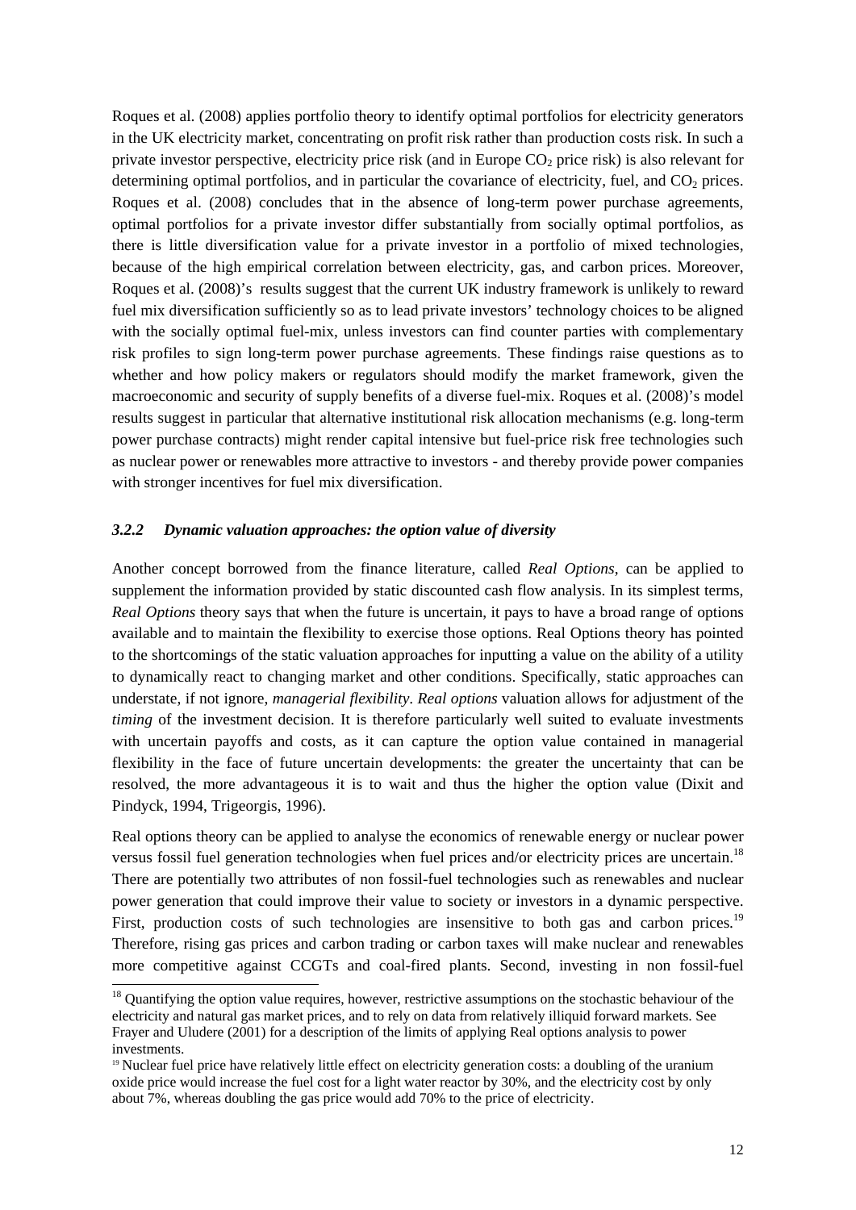Roques et al. (2008) applies portfolio theory to identify optimal portfolios for electricity generators in the UK electricity market, concentrating on profit risk rather than production costs risk. In such a private investor perspective, electricity price risk (and in Europe $CO_2$ price risk) is also relevant for determining optimal portfolios, and in particular the covariance of electricity, fuel, and $CO_2$ prices. Roques et al. (2008) concludes that in the absence of long-term power purchase agreements, optimal portfolios for a private investor differ substantially from socially optimal portfolios, as there is little diversification value for a private investor in a portfolio of mixed technologies, because of the high empirical correlation between electricity, gas, and carbon prices. Moreover, Roques et al. (2008)'s results suggest that the current UK industry framework is unlikely to reward fuel mix diversification sufficiently so as to lead private investors' technology choices to be aligned with the socially optimal fuel-mix, unless investors can find counter parties with complementary risk profiles to sign long-term power purchase agreements. These findings raise questions as to whether and how policy makers or regulators should modify the market framework, given the macroeconomic and security of supply benefits of a diverse fuel-mix. Roques et al. (2008)'s model results suggest in particular that alternative institutional risk allocation mechanisms (e.g. long-term power purchase contracts) might render capital intensive but fuel-price risk free technologies such as nuclear power or renewables more attractive to investors - and thereby provide power companies with stronger incentives for fuel mix diversification.

### *3.2.2 Dynamic valuation approaches: the option value of diversity*

Another concept borrowed from the finance literature, called *Real Options*, can be applied to supplement the information provided by static discounted cash flow analysis. In its simplest terms, *Real Options* theory says that when the future is uncertain, it pays to have a broad range of options available and to maintain the flexibility to exercise those options. Real Options theory has pointed to the shortcomings of the static valuation approaches for inputting a value on the ability of a utility to dynamically react to changing market and other conditions. Specifically, static approaches can understate, if not ignore, *managerial flexibility*. *Real options* valuation allows for adjustment of the *timing* of the investment decision. It is therefore particularly well suited to evaluate investments with uncertain payoffs and costs, as it can capture the option value contained in managerial flexibility in the face of future uncertain developments: the greater the uncertainty that can be resolved, the more advantageous it is to wait and thus the higher the option value (Dixit and Pindyck, 1994, Trigeorgis, 1996).

Real options theory can be applied to analyse the economics of renewable energy or nuclear power versus fossil fuel generation technologies when fuel prices and/or electricity prices are uncertain.[18] There are potentially two attributes of non fossil-fuel technologies such as renewables and nuclear power generation that could improve their value to society or investors in a dynamic perspective. First, production costs of such technologies are insensitive to both gas and carbon prices.[19] Therefore, rising gas prices and carbon trading or carbon taxes will make nuclear and renewables more competitive against CCGTs and coal-fired plants. Second, investing in non fossil-fuel

---

[18] Quantifying the option value requires, however, restrictive assumptions on the stochastic behaviour of the electricity and natural gas market prices, and to rely on data from relatively illiquid forward markets. See Frayer and Uludere (2001) for a description of the limits of applying Real options analysis to power investments.

[19] Nuclear fuel price have relatively little effect on electricity generation costs: a doubling of the uranium oxide price would increase the fuel cost for a light water reactor by 30%, and the electricity cost by only about 7%, whereas doubling the gas price would add 70% to the price of electricity.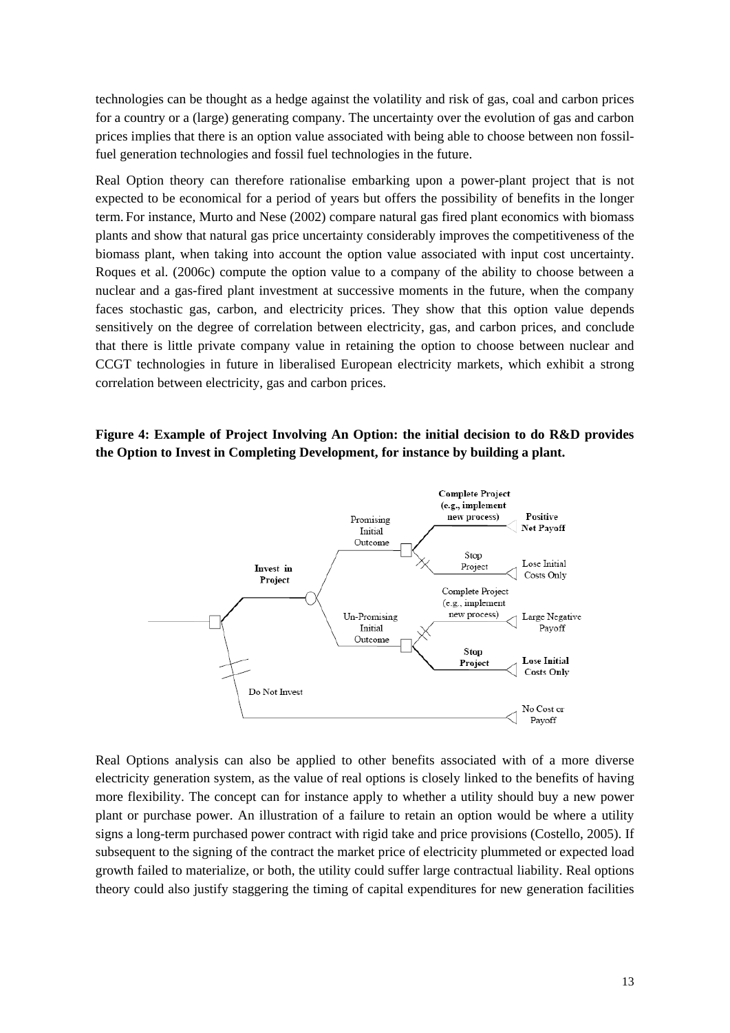technologies can be thought as a hedge against the volatility and risk of gas, coal and carbon prices for a country or a (large) generating company. The uncertainty over the evolution of gas and carbon prices implies that there is an option value associated with being able to choose between non fossil-fuel generation technologies and fossil fuel technologies in the future.

Real Option theory can therefore rationalise embarking upon a power-plant project that is not expected to be economical for a period of years but offers the possibility of benefits in the longer term. For instance, Murto and Nese (2002) compare natural gas fired plant economics with biomass plants and show that natural gas price uncertainty considerably improves the competitiveness of the biomass plant, when taking into account the option value associated with input cost uncertainty. Roques et al. (2006c) compute the option value to a company of the ability to choose between a nuclear and a gas-fired plant investment at successive moments in the future, when the company faces stochastic gas, carbon, and electricity prices. They show that this option value depends sensitively on the degree of correlation between electricity, gas, and carbon prices, and conclude that there is little private company value in retaining the option to choose between nuclear and CCGT technologies in future in liberalised European electricity markets, which exhibit a strong correlation between electricity, gas and carbon prices.

**Figure 4: Example of Project Involving An Option: the initial decision to do R&D provides the Option to Invest in Completing Development, for instance by building a plant.**

Real Options analysis can also be applied to other benefits associated with of a more diverse electricity generation system, as the value of real options is closely linked to the benefits of having more flexibility. The concept can for instance apply to whether a utility should buy a new power plant or purchase power. An illustration of a failure to retain an option would be where a utility signs a long-term purchased power contract with rigid take and price provisions (Costello, 2005). If subsequent to the signing of the contract the market price of electricity plummeted or expected load growth failed to materialize, or both, the utility could suffer large contractual liability. Real options theory could also justify staggering the timing of capital expenditures for new generation facilities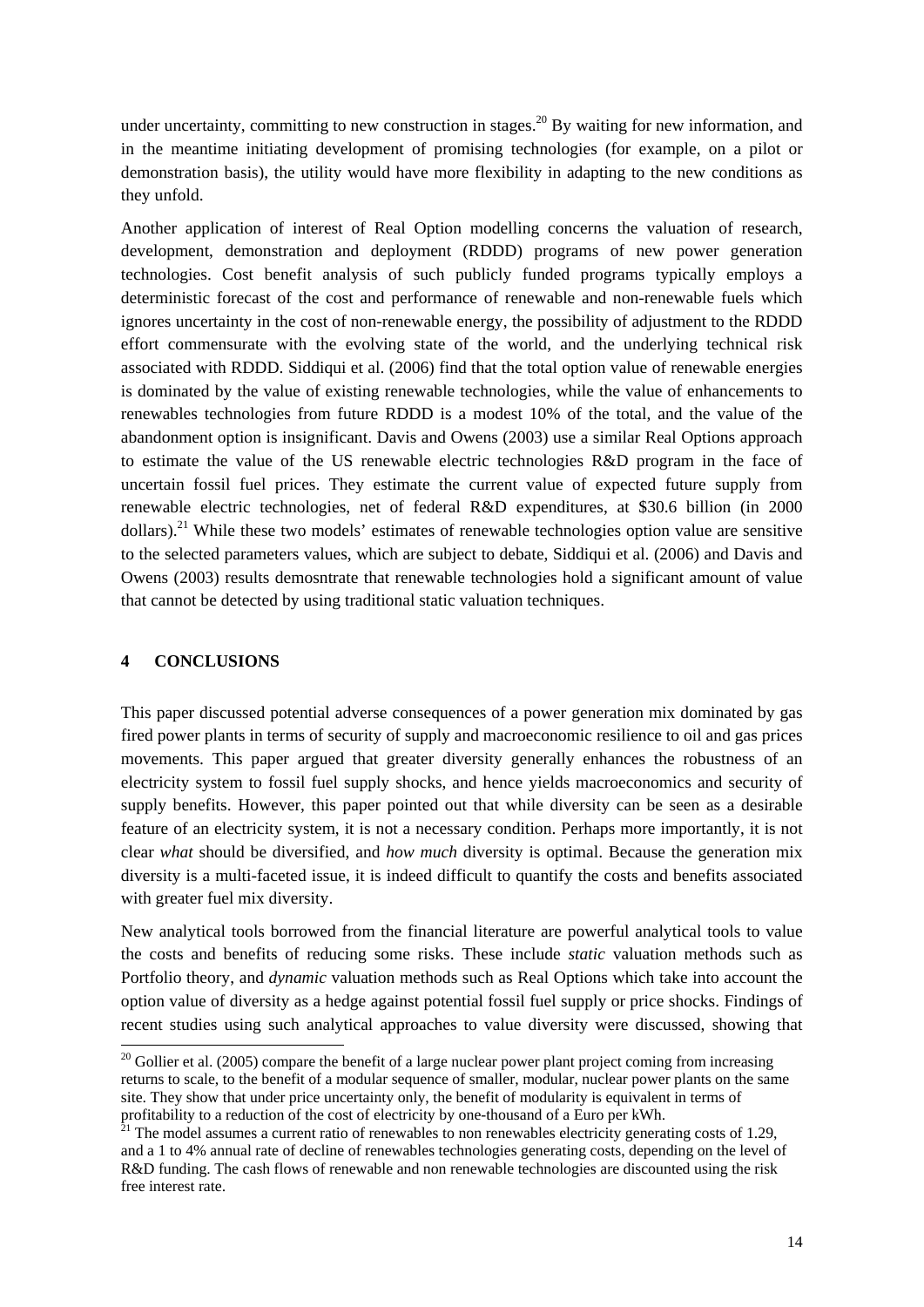under uncertainty, committing to new construction in stages.[20] By waiting for new information, and in the meantime initiating development of promising technologies (for example, on a pilot or demonstration basis), the utility would have more flexibility in adapting to the new conditions as they unfold.

Another application of interest of Real Option modelling concerns the valuation of research, development, demonstration and deployment (RDDD) programs of new power generation technologies. Cost benefit analysis of such publicly funded programs typically employs a deterministic forecast of the cost and performance of renewable and non-renewable fuels which ignores uncertainty in the cost of non-renewable energy, the possibility of adjustment to the RDDD effort commensurate with the evolving state of the world, and the underlying technical risk associated with RDDD. Siddiqui et al. (2006) find that the total option value of renewable energies is dominated by the value of existing renewable technologies, while the value of enhancements to renewables technologies from future RDDD is a modest 10% of the total, and the value of the abandonment option is insignificant. Davis and Owens (2003) use a similar Real Options approach to estimate the value of the US renewable electric technologies R&D program in the face of uncertain fossil fuel prices. They estimate the current value of expected future supply from renewable electric technologies, net of federal R&D expenditures, at $30.6 billion (in 2000 dollars).[21] While these two models' estimates of renewable technologies option value are sensitive to the selected parameters values, which are subject to debate, Siddiqui et al. (2006) and Davis and Owens (2003) results demosntrate that renewable technologies hold a significant amount of value that cannot be detected by using traditional static valuation techniques.

## 4 CONCLUSIONS

This paper discussed potential adverse consequences of a power generation mix dominated by gas fired power plants in terms of security of supply and macroeconomic resilience to oil and gas prices movements. This paper argued that greater diversity generally enhances the robustness of an electricity system to fossil fuel supply shocks, and hence yields macroeconomics and security of supply benefits. However, this paper pointed out that while diversity can be seen as a desirable feature of an electricity system, it is not a necessary condition. Perhaps more importantly, it is not clear *what* should be diversified, and *how much* diversity is optimal. Because the generation mix diversity is a multi-faceted issue, it is indeed difficult to quantify the costs and benefits associated with greater fuel mix diversity.

New analytical tools borrowed from the financial literature are powerful analytical tools to value the costs and benefits of reducing some risks. These include *static* valuation methods such as Portfolio theory, and *dynamic* valuation methods such as Real Options which take into account the option value of diversity as a hedge against potential fossil fuel supply or price shocks. Findings of recent studies using such analytical approaches to value diversity were discussed, showing that

---

[20] Gollier et al. (2005) compare the benefit of a large nuclear power plant project coming from increasing returns to scale, to the benefit of a modular sequence of smaller, modular, nuclear power plants on the same site. They show that under price uncertainty only, the benefit of modularity is equivalent in terms of profitability to a reduction of the cost of electricity by one-thousand of a Euro per kWh.

[21] The model assumes a current ratio of renewables to non renewables electricity generating costs of 1.29, and a 1 to 4% annual rate of decline of renewables technologies generating costs, depending on the level of R&D funding. The cash flows of renewable and non renewable technologies are discounted using the risk free interest rate.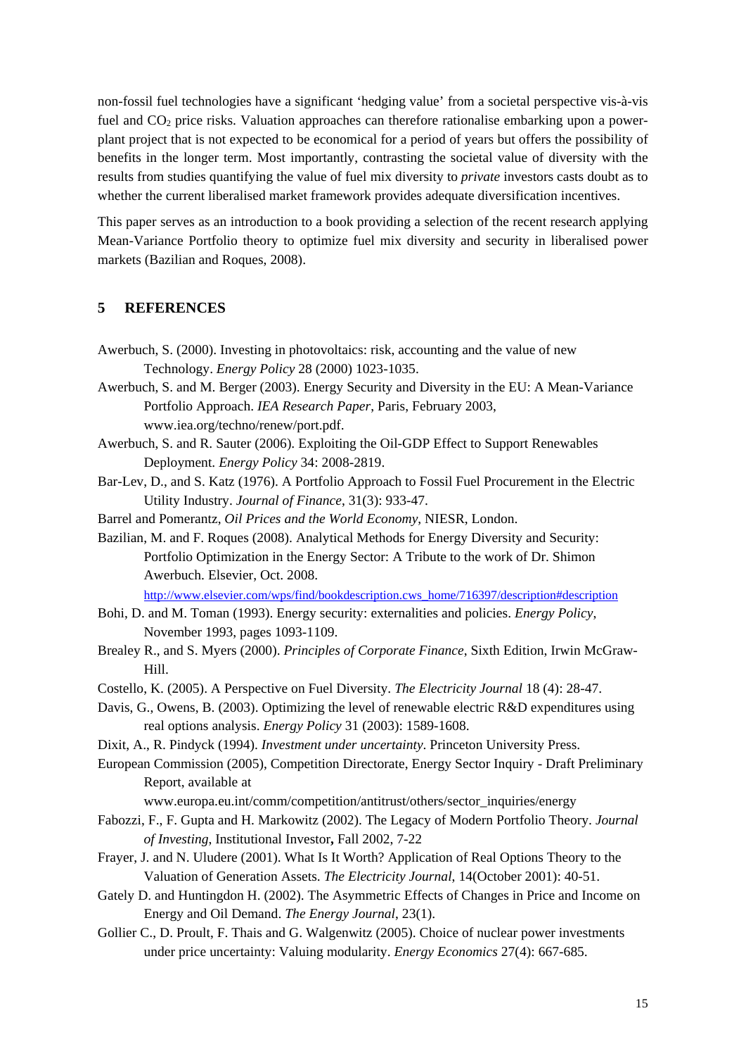non-fossil fuel technologies have a significant 'hedging value' from a societal perspective vis-à-vis fuel and $CO_2$ price risks. Valuation approaches can therefore rationalise embarking upon a power-plant project that is not expected to be economical for a period of years but offers the possibility of benefits in the longer term. Most importantly, contrasting the societal value of diversity with the results from studies quantifying the value of fuel mix diversity to *private* investors casts doubt as to whether the current liberalised market framework provides adequate diversification incentives.

This paper serves as an introduction to a book providing a selection of the recent research applying Mean-Variance Portfolio theory to optimize fuel mix diversity and security in liberalised power markets (Bazilian and Roques, 2008).

## 5 REFERENCES

Awerbuch, S. (2000). Investing in photovoltaics: risk, accounting and the value of new Technology. *Energy Policy* 28 (2000) 1023-1035.

Awerbuch, S. and M. Berger (2003). Energy Security and Diversity in the EU: A Mean-Variance Portfolio Approach. *IEA Research Paper*, Paris, February 2003, www.iea.org/techno/renew/port.pdf.

Awerbuch, S. and R. Sauter (2006). Exploiting the Oil-GDP Effect to Support Renewables Deployment. *Energy Policy* 34: 2008-2819.

Bar-Lev, D., and S. Katz (1976). A Portfolio Approach to Fossil Fuel Procurement in the Electric Utility Industry. *Journal of Finance*, 31(3): 933-47.

Barrel and Pomerantz, *Oil Prices and the World Economy*, NIESR, London.

Bazilian, M. and F. Roques (2008). Analytical Methods for Energy Diversity and Security: Portfolio Optimization in the Energy Sector: A Tribute to the work of Dr. Shimon Awerbuch. Elsevier, Oct. 2008. http://www.elsevier.com/wps/find/bookdescription.cws_home/716397/description#description

Bohi, D. and M. Toman (1993). Energy security: externalities and policies. *Energy Policy*, November 1993, pages 1093-1109.

Brealey R., and S. Myers (2000). *Principles of Corporate Finance*, Sixth Edition, Irwin McGraw-Hill.

Costello, K. (2005). A Perspective on Fuel Diversity. *The Electricity Journal* 18 (4): 28-47.

Davis, G., Owens, B. (2003). Optimizing the level of renewable electric R&D expenditures using real options analysis. *Energy Policy* 31 (2003): 1589-1608.

Dixit, A., R. Pindyck (1994). *Investment under uncertainty*. Princeton University Press.

European Commission (2005), Competition Directorate, Energy Sector Inquiry - Draft Preliminary Report, available at www.europa.eu.int/comm/competition/antitrust/others/sector_inquiries/energy

Fabozzi, F., F. Gupta and H. Markowitz (2002). The Legacy of Modern Portfolio Theory. *Journal of Investing*, Institutional Investor**,** Fall 2002, 7-22

Frayer, J. and N. Uludere (2001). What Is It Worth? Application of Real Options Theory to the Valuation of Generation Assets. *The Electricity Journal*, 14(October 2001): 40-51.

Gately D. and Huntingdon H. (2002). The Asymmetric Effects of Changes in Price and Income on Energy and Oil Demand. *The Energy Journal*, 23(1).

Gollier C., D. Proult, F. Thais and G. Walgenwitz (2005). Choice of nuclear power investments under price uncertainty: Valuing modularity. *Energy Economics* 27(4): 667-685.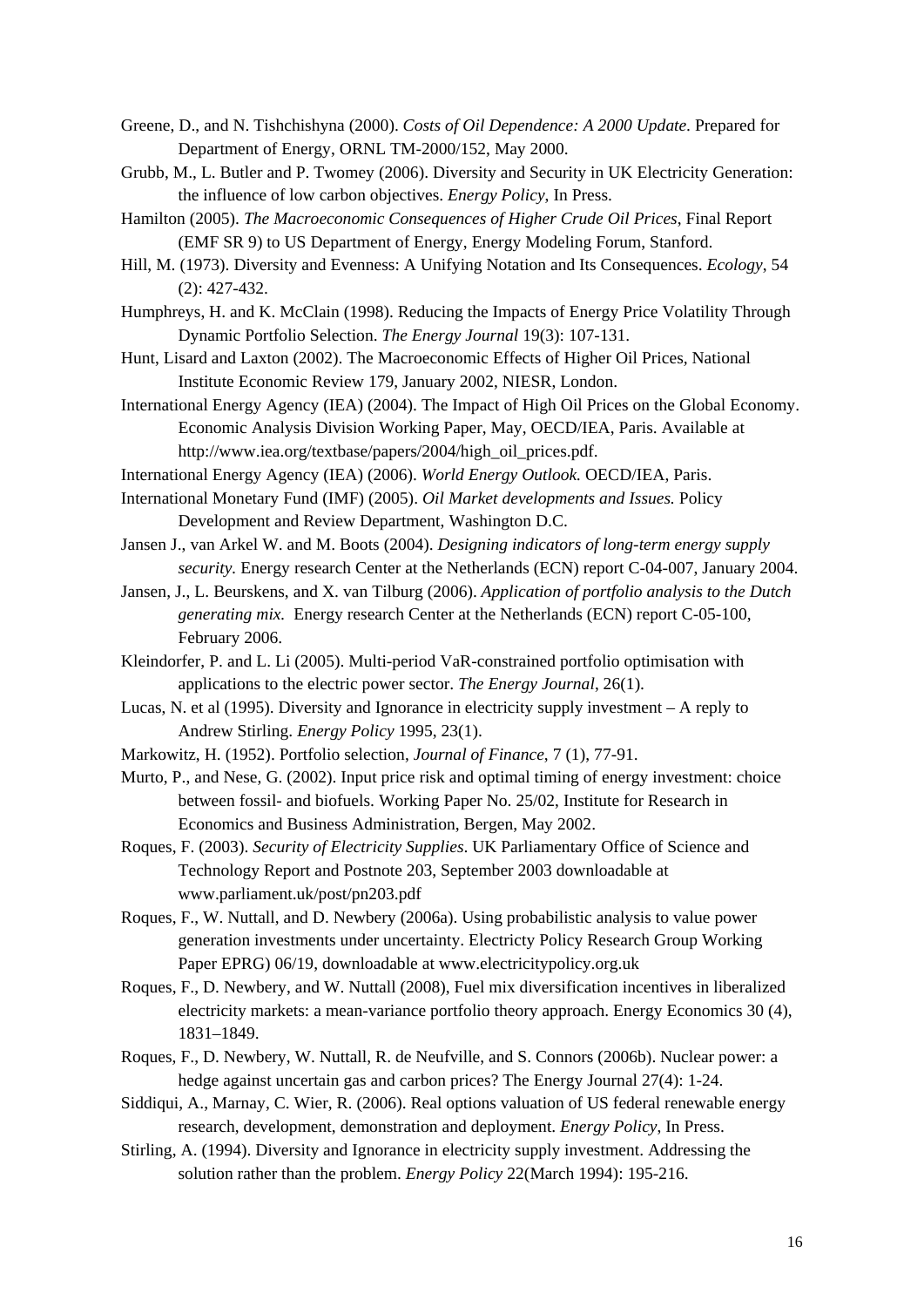Greene, D., and N. Tishchishyna (2000). *Costs of Oil Dependence: A 2000 Update.* Prepared for Department of Energy, ORNL TM-2000/152, May 2000.

Grubb, M., L. Butler and P. Twomey (2006). Diversity and Security in UK Electricity Generation: the influence of low carbon objectives. *Energy Policy*, In Press.

Hamilton (2005). *The Macroeconomic Consequences of Higher Crude Oil Prices*, Final Report (EMF SR 9) to US Department of Energy, Energy Modeling Forum, Stanford.

Hill, M. (1973). Diversity and Evenness: A Unifying Notation and Its Consequences. *Ecology*, 54 (2): 427-432.

Humphreys, H. and K. McClain (1998). Reducing the Impacts of Energy Price Volatility Through Dynamic Portfolio Selection. *The Energy Journal* 19(3): 107-131.

Hunt, Lisard and Laxton (2002). The Macroeconomic Effects of Higher Oil Prices, National Institute Economic Review 179, January 2002, NIESR, London.

International Energy Agency (IEA) (2004). The Impact of High Oil Prices on the Global Economy. Economic Analysis Division Working Paper, May, OECD/IEA, Paris. Available at http://www.iea.org/textbase/papers/2004/high_oil_prices.pdf.

International Energy Agency (IEA) (2006). *World Energy Outlook.* OECD/IEA, Paris.

International Monetary Fund (IMF) (2005). *Oil Market developments and Issues.* Policy Development and Review Department, Washington D.C.

Jansen J., van Arkel W. and M. Boots (2004). *Designing indicators of long-term energy supply security.* Energy research Center at the Netherlands (ECN) report C-04-007, January 2004.

Jansen, J., L. Beurskens, and X. van Tilburg (2006). *Application of portfolio analysis to the Dutch generating mix.* Energy research Center at the Netherlands (ECN) report C-05-100, February 2006.

Kleindorfer, P. and L. Li (2005). Multi-period VaR-constrained portfolio optimisation with applications to the electric power sector. *The Energy Journal*, 26(1).

Lucas, N. et al (1995). Diversity and Ignorance in electricity supply investment – A reply to Andrew Stirling. *Energy Policy* 1995, 23(1).

Markowitz, H. (1952). Portfolio selection, *Journal of Finance*, 7 (1), 77-91.

Murto, P., and Nese, G. (2002). Input price risk and optimal timing of energy investment: choice between fossil- and biofuels. Working Paper No. 25/02, Institute for Research in Economics and Business Administration, Bergen, May 2002.

Roques, F. (2003). *Security of Electricity Supplies*. UK Parliamentary Office of Science and Technology Report and Postnote 203, September 2003 downloadable at www.parliament.uk/post/pn203.pdf

Roques, F., W. Nuttall, and D. Newbery (2006a). Using probabilistic analysis to value power generation investments under uncertainty. Electricty Policy Research Group Working Paper EPRG) 06/19, downloadable at www.electricitypolicy.org.uk

Roques, F., D. Newbery, and W. Nuttall (2008), Fuel mix diversification incentives in liberalized electricity markets: a mean-variance portfolio theory approach. Energy Economics 30 (4), 1831–1849.

Roques, F., D. Newbery, W. Nuttall, R. de Neufville, and S. Connors (2006b). Nuclear power: a hedge against uncertain gas and carbon prices? The Energy Journal 27(4): 1-24.

Siddiqui, A., Marnay, C. Wier, R. (2006). Real options valuation of US federal renewable energy research, development, demonstration and deployment. *Energy Policy*, In Press.

Stirling, A. (1994). Diversity and Ignorance in electricity supply investment. Addressing the solution rather than the problem. *Energy Policy* 22(March 1994): 195-216.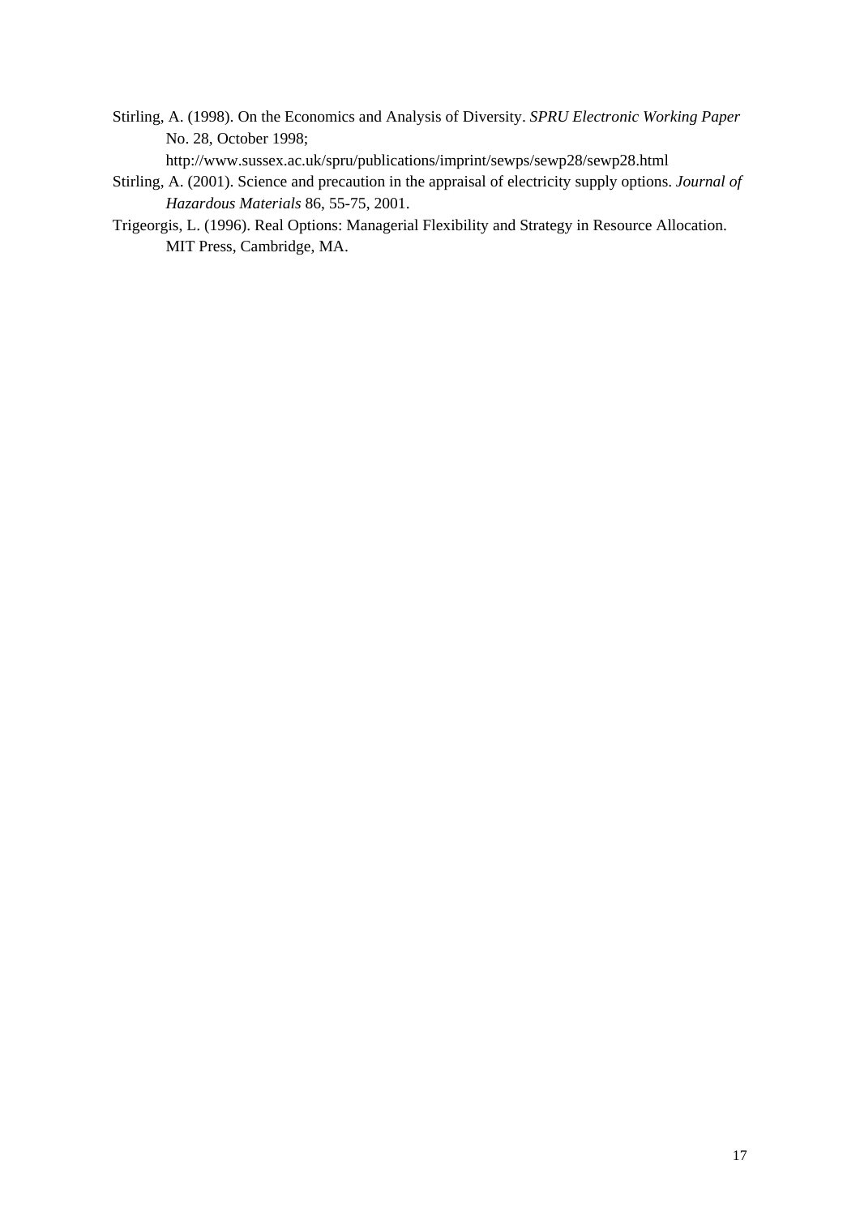Stirling, A. (1998). On the Economics and Analysis of Diversity. *SPRU Electronic Working Paper* No. 28, October 1998; http://www.sussex.ac.uk/spru/publications/imprint/sewps/sewp28/sewp28.html

Stirling, A. (2001). Science and precaution in the appraisal of electricity supply options. *Journal of Hazardous Materials* 86, 55-75, 2001.

Trigeorgis, L. (1996). Real Options: Managerial Flexibility and Strategy in Resource Allocation. MIT Press, Cambridge, MA.